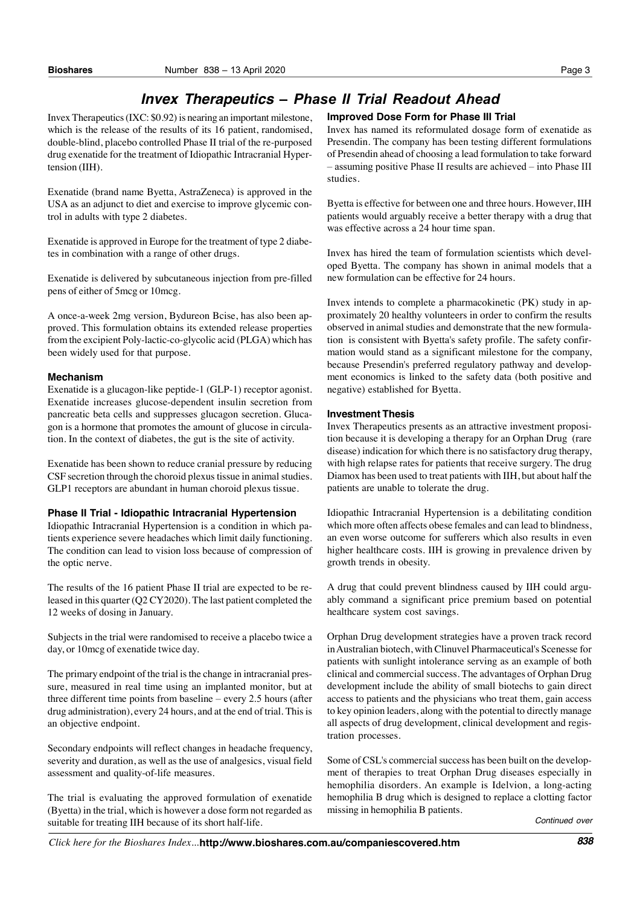# Invex Therapeutics – Phase II Trial Readout Ahead

Invex Therapeutics (IXC: $0.92) is nearing an important milestone, which is the release of the results of its 16 patient, randomised, double-blind, placebo controlled Phase II trial of the re-purposed drug exenatide for the treatment of Idiopathic Intracranial Hypertension (IIH).

Exenatide (brand name Byetta, AstraZeneca) is approved in the USA as an adjunct to diet and exercise to improve glycemic control in adults with type 2 diabetes.

Exenatide is approved in Europe for the treatment of type 2 diabetes in combination with a range of other drugs.

Exenatide is delivered by subcutaneous injection from pre-filled pens of either of 5mcg or 10mcg.

A once-a-week 2mg version, Bydureon Bcise, has also been approved. This formulation obtains its extended release properties from the excipient Poly-lactic-co-glycolic acid (PLGA) which has been widely used for that purpose.

### Mechanism

Exenatide is a glucagon-like peptide-1 (GLP-1) receptor agonist. Exenatide increases glucose-dependent insulin secretion from pancreatic beta cells and suppresses glucagon secretion. Glucagon is a hormone that promotes the amount of glucose in circulation. In the context of diabetes, the gut is the site of activity.

Exenatide has been shown to reduce cranial pressure by reducing CSF secretion through the choroid plexus tissue in animal studies. GLP1 receptors are abundant in human choroid plexus tissue.

### Phase II Trial - Idiopathic Intracranial Hypertension

Idiopathic Intracranial Hypertension is a condition in which patients experience severe headaches which limit daily functioning. The condition can lead to vision loss because of compression of the optic nerve.

The results of the 16 patient Phase II trial are expected to be released in this quarter (Q2 CY2020). The last patient completed the 12 weeks of dosing in January.

Subjects in the trial were randomised to receive a placebo twice a day, or 10mcg of exenatide twice day.

The primary endpoint of the trial is the change in intracranial pressure, measured in real time using an implanted monitor, but at three different time points from baseline – every 2.5 hours (after drug administration), every 24 hours, and at the end of trial. This is an objective endpoint.

Secondary endpoints will reflect changes in headache frequency, severity and duration, as well as the use of analgesics, visual field assessment and quality-of-life measures.

The trial is evaluating the approved formulation of exenatide (Byetta) in the trial, which is however a dose form not regarded as suitable for treating IIH because of its short half-life.

### Improved Dose Form for Phase III Trial

Invex has named its reformulated dosage form of exenatide as Presendin. The company has been testing different formulations of Presendin ahead of choosing a lead formulation to take forward – assuming positive Phase II results are achieved – into Phase III studies.

Byetta is effective for between one and three hours. However, IIH patients would arguably receive a better therapy with a drug that was effective across a 24 hour time span.

Invex has hired the team of formulation scientists which developed Byetta. The company has shown in animal models that a new formulation can be effective for 24 hours.

Invex intends to complete a pharmacokinetic (PK) study in approximately 20 healthy volunteers in order to confirm the results observed in animal studies and demonstrate that the new formulation is consistent with Byetta's safety profile. The safety confirmation would stand as a significant milestone for the company, because Presendin's preferred regulatory pathway and development economics is linked to the safety data (both positive and negative) established for Byetta.

### Investment Thesis

Invex Therapeutics presents as an attractive investment proposition because it is developing a therapy for an Orphan Drug (rare disease) indication for which there is no satisfactory drug therapy, with high relapse rates for patients that receive surgery. The drug Diamox has been used to treat patients with IIH, but about half the patients are unable to tolerate the drug.

Idiopathic Intracranial Hypertension is a debilitating condition which more often affects obese females and can lead to blindness, an even worse outcome for sufferers which also results in even higher healthcare costs. IIH is growing in prevalence driven by growth trends in obesity.

A drug that could prevent blindness caused by IIH could arguably command a significant price premium based on potential healthcare system cost savings.

Orphan Drug development strategies have a proven track record in Australian biotech, with Clinuvel Pharmaceutical's Scenesse for patients with sunlight intolerance serving as an example of both clinical and commercial success. The advantages of Orphan Drug development include the ability of small biotechs to gain direct access to patients and the physicians who treat them, gain access to key opinion leaders, along with the potential to directly manage all aspects of drug development, clinical development and registration processes.

Some of CSL's commercial success has been built on the development of therapies to treat Orphan Drug diseases especially in hemophilia disorders. An example is Idelvion, a long-acting hemophilia B drug which is designed to replace a clotting factor missing in hemophilia B patients.

*Continued over*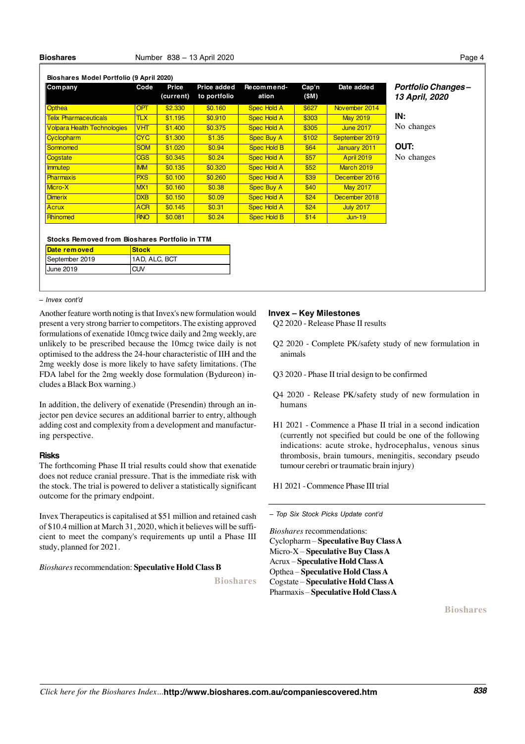**Bioshares Model Portfolio (9 April 2020)**

| Company | Code | Price (current) | Price added to portfolio | Recommend-ation | Cap'n ($M) | Date added |
|---|---|---|---|---|---|---|
| Opthea | OPT | $2.330 | $0.160 | Spec Hold A | $627 | November 2014 |
| Telix Pharmaceuticals | TLX | $1.195 | $0.910 | Spec Hold A | $303 | May 2019 |
| Volpara Health Technologies | VHT | $1.400 | $0.375 | Spec Hold A | $305 | June 2017 |
| Cyclopharm | CYC | $1.300 | $1.35 | Spec Buy A | $102 | September 2019 |
| Somnomed | SOM | $1.020 | $0.94 | Spec Hold B | $64 | January 2011 |
| Cogstate | CGS | $0.345 | $0.24 | Spec Hold A | $57 | April 2019 |
| Immutep | IMM | $0.135 | $0.320 | Spec Hold A | $52 | March 2019 |
| Pharmaxis | PXS | $0.100 | $0.260 | Spec Hold A | $39 | December 2016 |
| Micro-X | MX1 | $0.160 | $0.38 | Spec Buy A | $40 | May 2017 |
| Dimerix | DXB | $0.150 | $0.09 | Spec Hold A | $24 | December 2018 |
| Acrux | ACR | $0.145 | $0.31 | Spec Hold A | $24 | July 2017 |
| Rhinomed | RNO | $0.081 | $0.24 | Spec Hold B | $14 | Jun-19 |

***Portfolio Changes – 13 April, 2020***

**IN:**
No changes

**OUT:**
No changes

**Stocks Removed from Bioshares Portfolio in TTM**

| Date removed | Stock |
|---|---|
| September 2019 | 1AD, ALC, BCT |
| June 2019 | CUV |

*– Invex cont'd*

Another feature worth noting is that Invex's new formulation would present a very strong barrier to competitors. The existing approved formulations of exenatide 10mcg twice daily and 2mg weekly, are unlikely to be prescribed because the 10mcg twice daily is not optimised to the address the 24-hour characteristic of IIH and the 2mg weekly dose is more likely to have safety limitations. (The FDA label for the 2mg weekly dose formulation (Bydureon) includes a Black Box warning.)

In addition, the delivery of exenatide (Presendin) through an injector pen device secures an additional barrier to entry, although adding cost and complexity from a development and manufacturing perspective.

### Risks

The forthcoming Phase II trial results could show that exenatide does not reduce cranial pressure. That is the immediate risk with the stock. The trial is powered to deliver a statistically significant outcome for the primary endpoint.

Invex Therapeutics is capitalised at $51 million and retained cash of $10.4 million at March 31, 2020, which it believes will be sufficient to meet the company's requirements up until a Phase III study, planned for 2021.

*Bioshares* recommendation: **Speculative Hold Class B**

Bioshares

### Invex – Key Milestones

Q2 2020 - Release Phase II results

Q2 2020 - Complete PK/safety study of new formulation in animals

Q3 2020 - Phase II trial design to be confirmed

Q4 2020 - Release PK/safety study of new formulation in humans

H1 2021 - Commence a Phase II trial in a second indication (currently not specified but could be one of the following indications: acute stroke, hydrocephalus, venous sinus thrombosis, brain tumours, meningitis, secondary pseudo tumour cerebri or traumatic brain injury)

H1 2021 - Commence Phase III trial

*– Top Six Stock Picks Update cont'd*

*Bioshares* recommendations:
Cyclopharm – **Speculative Buy Class A**
Micro-X – **Speculative Buy Class A**
Acrux – **Speculative Hold Class A**
Opthea – **Speculative Hold Class A**
Cogstate – **Speculative Hold Class A**
Pharmaxis – **Speculative Hold Class A**

Bioshares

*Click here for the Bioshares Index...***http://www.bioshares.com.au/companiescovered.htm**